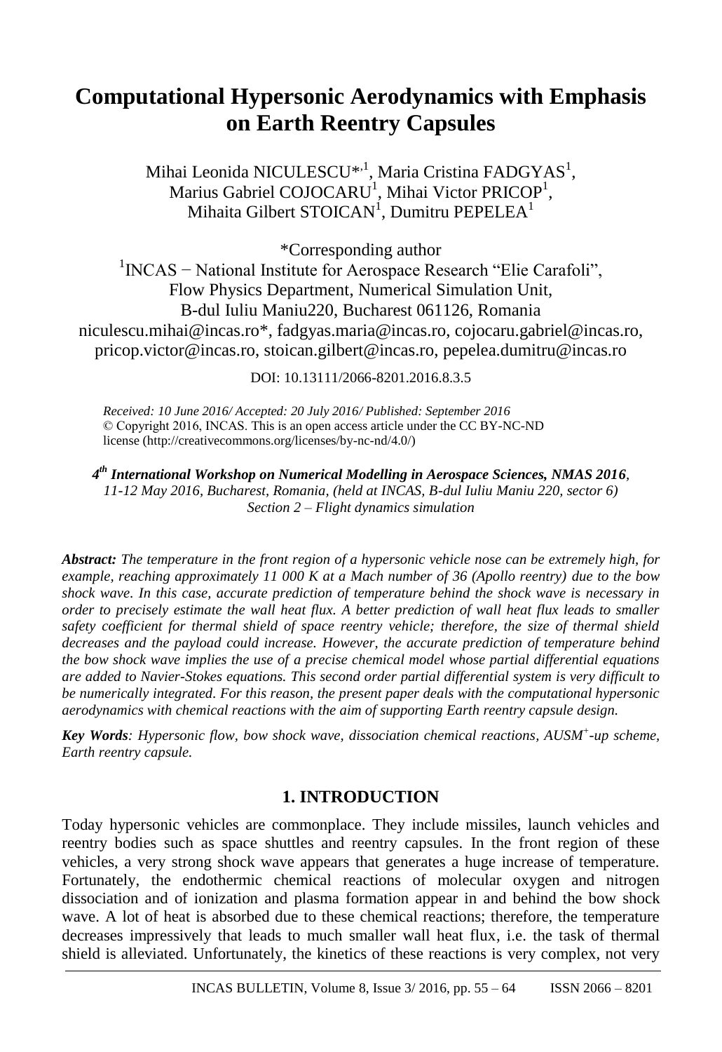# Computational Hypersonic Aerodynamics with Emphasis on Earth Reentry Capsules

Mihai Leonida NICULESCU*[,1], Maria Cristina FADGYAS[1], Marius Gabriel COJOCARU[1], Mihai Victor PRICOP[1], Mihaita Gilbert STOICAN[1], Dumitru PEPELEA[1]

*Corresponding author

[1]INCAS − National Institute for Aerospace Research "Elie Carafoli", Flow Physics Department, Numerical Simulation Unit, B-dul Iuliu Maniu220, Bucharest 061126, Romania

niculescu.mihai@incas.ro*, fadgyas.maria@incas.ro, cojocaru.gabriel@incas.ro, pricop.victor@incas.ro, stoican.gilbert@incas.ro, pepelea.dumitru@incas.ro

DOI: 10.13111/2066-8201.2016.8.3.5

*Received: 10 June 2016/ Accepted: 20 July 2016/ Published: September 2016*
© Copyright 2016, INCAS. This is an open access article under the CC BY-NC-ND license (http://creativecommons.org/licenses/by-nc-nd/4.0/)

***4th International Workshop on Numerical Modelling in Aerospace Sciences, NMAS 2016**, 11-12 May 2016, Bucharest, Romania, (held at INCAS, B-dul Iuliu Maniu 220, sector 6)*
*Section 2 – Flight dynamics simulation*

***Abstract:** The temperature in the front region of a hypersonic vehicle nose can be extremely high, for example, reaching approximately 11 000 K at a Mach number of 36 (Apollo reentry) due to the bow shock wave. In this case, accurate prediction of temperature behind the shock wave is necessary in order to precisely estimate the wall heat flux. A better prediction of wall heat flux leads to smaller safety coefficient for thermal shield of space reentry vehicle; therefore, the size of thermal shield decreases and the payload could increase. However, the accurate prediction of temperature behind the bow shock wave implies the use of a precise chemical model whose partial differential equations are added to Navier-Stokes equations. This second order partial differential system is very difficult to be numerically integrated. For this reason, the present paper deals with the computational hypersonic aerodynamics with chemical reactions with the aim of supporting Earth reentry capsule design.*

***Key Words**: Hypersonic flow, bow shock wave, dissociation chemical reactions, AUSM$^{+}$-up scheme, Earth reentry capsule.*

## 1. INTRODUCTION

Today hypersonic vehicles are commonplace. They include missiles, launch vehicles and reentry bodies such as space shuttles and reentry capsules. In the front region of these vehicles, a very strong shock wave appears that generates a huge increase of temperature. Fortunately, the endothermic chemical reactions of molecular oxygen and nitrogen dissociation and of ionization and plasma formation appear in and behind the bow shock wave. A lot of heat is absorbed due to these chemical reactions; therefore, the temperature decreases impressively that leads to much smaller wall heat flux, i.e. the task of thermal shield is alleviated. Unfortunately, the kinetics of these reactions is very complex, not very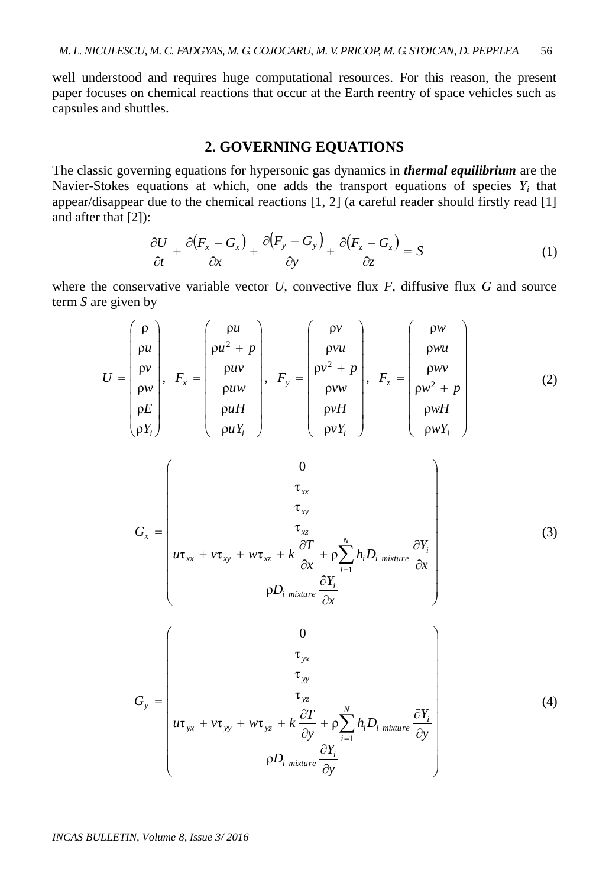well understood and requires huge computational resources. For this reason, the present paper focuses on chemical reactions that occur at the Earth reentry of space vehicles such as capsules and shuttles.

## 2. GOVERNING EQUATIONS

The classic governing equations for hypersonic gas dynamics in ***thermal equilibrium*** are the Navier-Stokes equations at which, one adds the transport equations of species $Y_i$ that appear/disappear due to the chemical reactions [1, 2] (a careful reader should firstly read [1] and after that [2]):

$$\frac{\partial U}{\partial t} + \frac{\partial (F_x - G_x)}{\partial x} + \frac{\partial (F_y - G_y)}{\partial y} + \frac{\partial (F_z - G_z)}{\partial z} = S \tag{1}$$

where the conservative variable vector $U$, convective flux $F$, diffusive flux $G$ and source term $S$ are given by

$$U = \begin{pmatrix} \rho \\ \rho u \\ \rho v \\ \rho w \\ \rho E \\ \rho Y_i \end{pmatrix}, \quad F_x = \begin{pmatrix} \rho u \\ \rho u^2 + p \\ \rho u v \\ \rho u w \\ \rho u H \\ \rho u Y_i \end{pmatrix}, \quad F_y = \begin{pmatrix} \rho v \\ \rho v u \\ \rho v^2 + p \\ \rho v w \\ \rho v H \\ \rho v Y_i \end{pmatrix}, \quad F_z = \begin{pmatrix} \rho w \\ \rho w u \\ \rho w v \\ \rho w^2 + p \\ \rho w H \\ \rho w Y_i \end{pmatrix} \tag{2}$$

$$G_x = \begin{pmatrix} 0 \\ \tau_{xx} \\ \tau_{xy} \\ \tau_{xz} \\ u\tau_{xx} + v\tau_{xy} + w\tau_{xz} + k\dfrac{\partial T}{\partial x} + \rho \displaystyle\sum_{i=1}^{N} h_i D_{i\ mixture} \dfrac{\partial Y_i}{\partial x} \\ \rho D_{i\ mixture} \dfrac{\partial Y_i}{\partial x} \end{pmatrix} \tag{3}$$

$$G_y = \begin{pmatrix} 0 \\ \tau_{yx} \\ \tau_{yy} \\ \tau_{yz} \\ u\tau_{yx} + v\tau_{yy} + w\tau_{yz} + k\dfrac{\partial T}{\partial y} + \rho \displaystyle\sum_{i=1}^{N} h_i D_{i\ mixture} \dfrac{\partial Y_i}{\partial y} \\ \rho D_{i\ mixture} \dfrac{\partial Y_i}{\partial y} \end{pmatrix} \tag{4}$$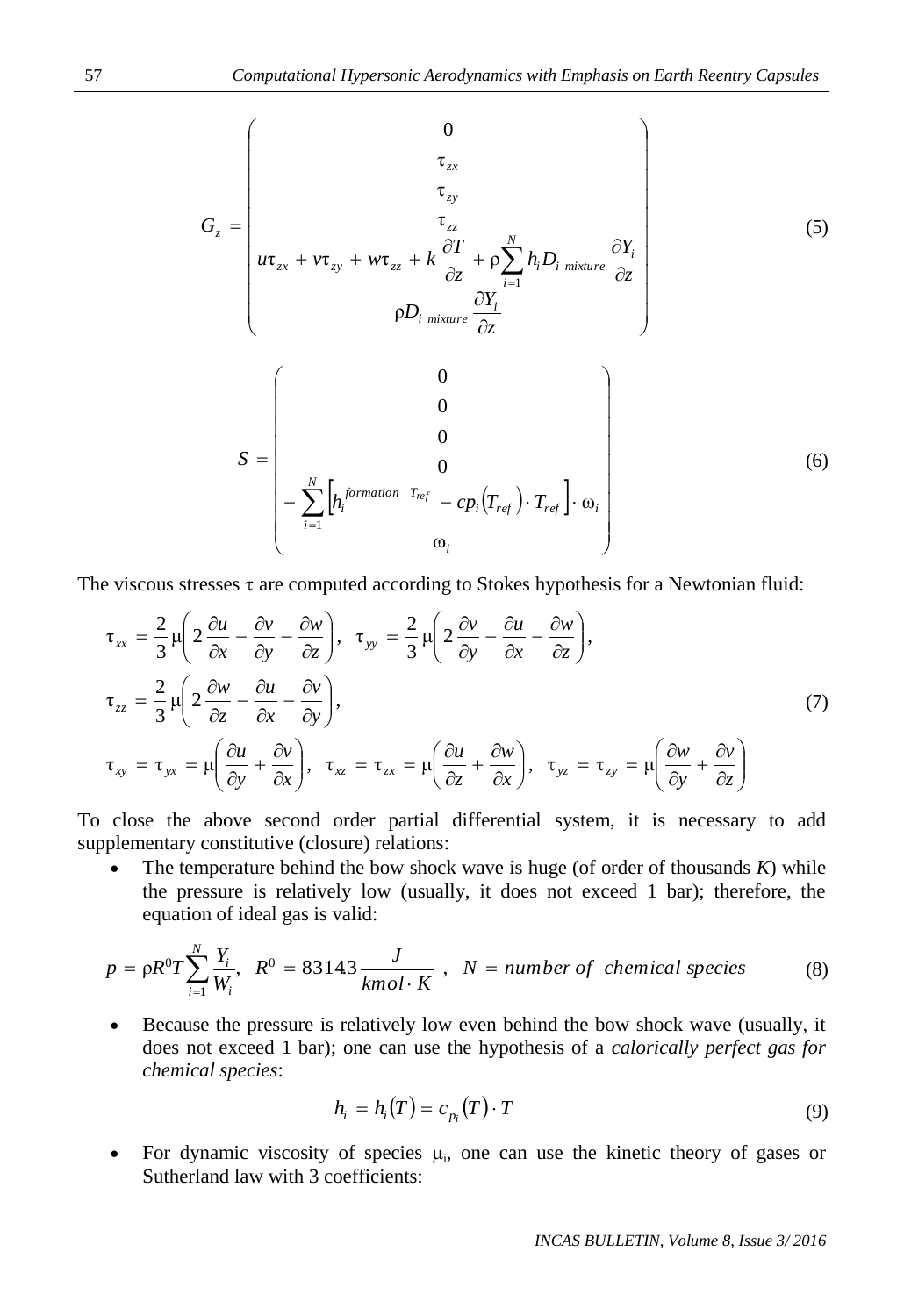$$G_z = \begin{pmatrix} 0 \\ \tau_{zx} \\ \tau_{zy} \\ \tau_{zz} \\ u\tau_{zx} + v\tau_{zy} + w\tau_{zz} + k\dfrac{\partial T}{\partial z} + \rho\sum\limits_{i=1}^{N} h_i D_{i\ mixture}\dfrac{\partial Y_i}{\partial z} \\ \rho D_{i\ mixture}\dfrac{\partial Y_i}{\partial z} \end{pmatrix} \tag{5}$$

$$S = \begin{pmatrix} 0 \\ 0 \\ 0 \\ 0 \\ -\sum\limits_{i=1}^{N}\left[h_i^{formation\ \ T_{ref}} - cp_i\left(T_{ref}\right)\cdot T_{ref}\right]\cdot \omega_i \\ \omega_i \end{pmatrix} \tag{6}$$

The viscous stresses $\tau$ are computed according to Stokes hypothesis for a Newtonian fluid:

$$\begin{aligned} &\tau_{xx} = \frac{2}{3}\mu\left(2\frac{\partial u}{\partial x} - \frac{\partial v}{\partial y} - \frac{\partial w}{\partial z}\right),\ \ \tau_{yy} = \frac{2}{3}\mu\left(2\frac{\partial v}{\partial y} - \frac{\partial u}{\partial x} - \frac{\partial w}{\partial z}\right), \\ &\tau_{zz} = \frac{2}{3}\mu\left(2\frac{\partial w}{\partial z} - \frac{\partial u}{\partial x} - \frac{\partial v}{\partial y}\right), \\ &\tau_{xy} = \tau_{yx} = \mu\left(\frac{\partial u}{\partial y} + \frac{\partial v}{\partial x}\right),\ \ \tau_{xz} = \tau_{zx} = \mu\left(\frac{\partial u}{\partial z} + \frac{\partial w}{\partial x}\right),\ \ \tau_{yz} = \tau_{zy} = \mu\left(\frac{\partial w}{\partial y} + \frac{\partial v}{\partial z}\right) \end{aligned} \tag{7}$$

To close the above second order partial differential system, it is necessary to add supplementary constitutive (closure) relations:

- The temperature behind the bow shock wave is huge (of order of thousands $K$) while the pressure is relatively low (usually, it does not exceed 1 bar); therefore, the equation of ideal gas is valid:

$$p = \rho R^0 T\sum_{i=1}^{N}\frac{Y_i}{W_i},\ \ R^0 = 8314.3\,\frac{J}{kmol\cdot K}\ ,\ \ N = number\ of\ \ chemical\ species \tag{8}$$

- Because the pressure is relatively low even behind the bow shock wave (usually, it does not exceed 1 bar); one can use the hypothesis of a *calorically perfect gas for chemical species*:

$$h_i = h_i(T) = c_{p_i}(T)\cdot T \tag{9}$$

- For dynamic viscosity of species $\mu_i$, one can use the kinetic theory of gases or Sutherland law with 3 coefficients: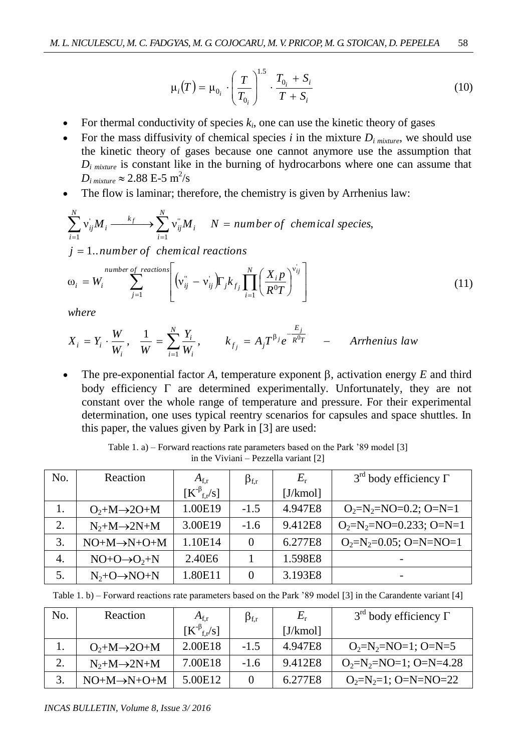$$\mu_i(T) = \mu_{0_i} \cdot \left(\frac{T}{T_{0_i}}\right)^{1.5} \cdot \frac{T_{0_i} + S_i}{T + S_i} \tag{10}$$

- For thermal conductivity of species $k_i$, one can use the kinetic theory of gases
- For the mass diffusivity of chemical species $i$ in the mixture $D_{i\ mixture}$, we should use the kinetic theory of gases because one cannot anymore use the assumption that $D_{i\ mixture}$ is constant like in the burning of hydrocarbons where one can assume that $D_{i\ mixture} \approx 2.88$ E-5 m$^2$/s
- The flow is laminar; therefore, the chemistry is given by Arrhenius law:

$$\sum_{i=1}^{N} \nu'_{ij} M_i \xrightarrow{k_f} \sum_{i=1}^{N} \nu''_{ij} M_i \quad N = number\ of\ chemical\ species,$$

$$j = 1..number\ of\ chemical\ reactions$$

$$\omega_i = W_i \sum_{j=1}^{number\ of\ reactions} \left[ \left(\nu''_{ij} - \nu'_{ij}\right) \Gamma_j k_{f_j} \prod_{i=1}^{N} \left(\frac{X_i p}{R^0 T}\right)^{\nu'_{ij}} \right] \tag{11}$$

*where*

$$X_i = Y_i \cdot \frac{W}{W_i}, \quad \frac{1}{W} = \sum_{i=1}^{N} \frac{Y_i}{W_i}, \qquad k_{f_j} = A_j T^{\beta_j} e^{-\frac{E_j}{R^0 T}} \quad - \quad Arrhenius\ law$$

- The pre-exponential factor $A$, temperature exponent $\beta$, activation energy $E$ and third body efficiency $\Gamma$ are determined experimentally. Unfortunately, they are not constant over the whole range of temperature and pressure. For their experimental determination, one uses typical reentry scenarios for capsules and space shuttles. In this paper, the values given by Park in [3] are used:

Table 1. a) – Forward reactions rate parameters based on the Park '89 model [3] in the Viviani – Pezzella variant [2]

| No. | Reaction | $A_{f,r}$ [$K^{-\beta_{f,r}}$/s] | $\beta_{f,r}$ | $E_r$ [J/kmol] | 3rd body efficiency $\Gamma$ |
|---|---|---|---|---|---|
| 1. | $O_2$+M→2O+M | 1.00E19 | -1.5 | 4.947E8 | $O_2$=$N_2$=NO=0.2; O=N=1 |
| 2. | $N_2$+M→2N+M | 3.00E19 | -1.6 | 9.412E8 | $O_2$=$N_2$=NO=0.233; O=N=1 |
| 3. | NO+M→N+O+M | 1.10E14 | 0 | 6.277E8 | $O_2$=$N_2$=0.05; O=N=NO=1 |
| 4. | NO+O→$O_2$+N | 2.40E6 | 1 | 1.598E8 | - |
| 5. | $N_2$+O→NO+N | 1.80E11 | 0 | 3.193E8 | - |

Table 1. b) – Forward reactions rate parameters based on the Park '89 model [3] in the Carandente variant [4]

| No. | Reaction | $A_{f,r}$ [$K^{-\beta_{f,r}}$/s] | $\beta_{f,r}$ | $E_r$ [J/kmol] | 3rd body efficiency $\Gamma$ |
|---|---|---|---|---|---|
| 1. | $O_2$+M→2O+M | 2.00E18 | -1.5 | 4.947E8 | $O_2$=$N_2$=NO=1; O=N=5 |
| 2. | $N_2$+M→2N+M | 7.00E18 | -1.6 | 9.412E8 | $O_2$=$N_2$=NO=1; O=N=4.28 |
| 3. | NO+M→N+O+M | 5.00E12 | 0 | 6.277E8 | $O_2$=$N_2$=1; O=N=NO=22 |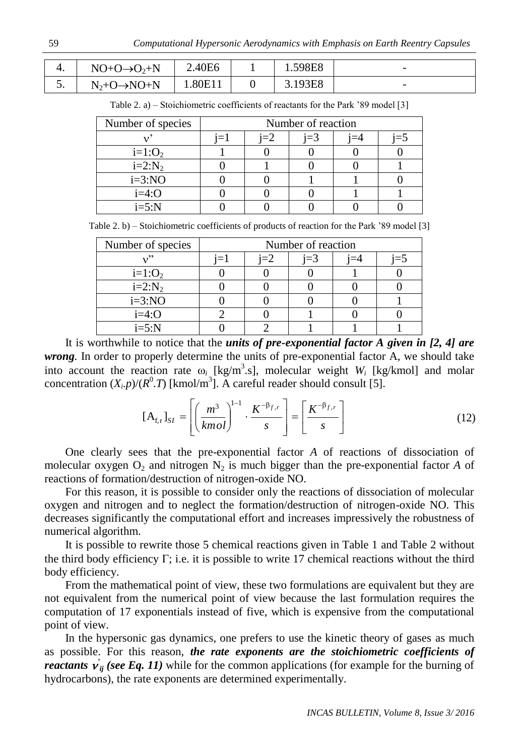| 4. | $NO+O \rightarrow O_2+N$ | 2.40E6 | 1 | 1.598E8 | - |
|---|---|---|---|---|---|
| 5. | $N_2+O \rightarrow NO+N$ | 1.80E11 | 0 | 3.193E8 | - |

Table 2. a) – Stoichiometric coefficients of reactants for the Park '89 model [3]

| Number of species | Number of reaction | | | | |
|---|---|---|---|---|---|
| $\nu'$ | j=1 | j=2 | j=3 | j=4 | j=5 |
| i=1:$O_2$ | 1 | 0 | 0 | 0 | 0 |
| i=2:$N_2$ | 0 | 1 | 0 | 0 | 1 |
| i=3:NO | 0 | 0 | 1 | 1 | 0 |
| i=4:O | 0 | 0 | 0 | 1 | 1 |
| i=5:N | 0 | 0 | 0 | 0 | 0 |

Table 2. b) – Stoichiometric coefficients of products of reaction for the Park '89 model [3]

| Number of species | Number of reaction | | | | |
|---|---|---|---|---|---|
| $\nu''$ | j=1 | j=2 | j=3 | j=4 | j=5 |
| i=1:$O_2$ | 0 | 0 | 0 | 1 | 0 |
| i=2:$N_2$ | 0 | 0 | 0 | 0 | 0 |
| i=3:NO | 0 | 0 | 0 | 0 | 1 |
| i=4:O | 2 | 0 | 1 | 0 | 0 |
| i=5:N | 0 | 2 | 1 | 1 | 1 |

It is worthwhile to notice that the ***units of pre-exponential factor A given in [2, 4] are wrong***. In order to properly determine the units of pre-exponential factor A, we should take into account the reaction rate $\omega_i$ [kg/m$^3$.s], molecular weight $W_i$ [kg/kmol] and molar concentration $(X_i.p)/(R^0.T)$ [kmol/m$^3$]. A careful reader should consult [5].

$$[\mathrm{A}_{\mathrm{f,r}}]_{SI} = \left[ \left( \frac{m^3}{kmol} \right)^{1-1} \cdot \frac{K^{-\beta_{f,r}}}{s} \right] = \left[ \frac{K^{-\beta_{f,r}}}{s} \right] \tag{12}$$

One clearly sees that the pre-exponential factor *A* of reactions of dissociation of molecular oxygen $O_2$ and nitrogen $N_2$ is much bigger than the pre-exponential factor *A* of reactions of formation/destruction of nitrogen-oxide NO.

For this reason, it is possible to consider only the reactions of dissociation of molecular oxygen and nitrogen and to neglect the formation/destruction of nitrogen-oxide NO. This decreases significantly the computational effort and increases impressively the robustness of numerical algorithm.

It is possible to rewrite those 5 chemical reactions given in Table 1 and Table 2 without the third body efficiency Γ; i.e. it is possible to write 17 chemical reactions without the third body efficiency.

From the mathematical point of view, these two formulations are equivalent but they are not equivalent from the numerical point of view because the last formulation requires the computation of 17 exponentials instead of five, which is expensive from the computational point of view.

In the hypersonic gas dynamics, one prefers to use the kinetic theory of gases as much as possible. For this reason, ***the rate exponents are the stoichiometric coefficients of reactants $\nu'_{ij}$ (see Eq. 11)*** while for the common applications (for example for the burning of hydrocarbons), the rate exponents are determined experimentally.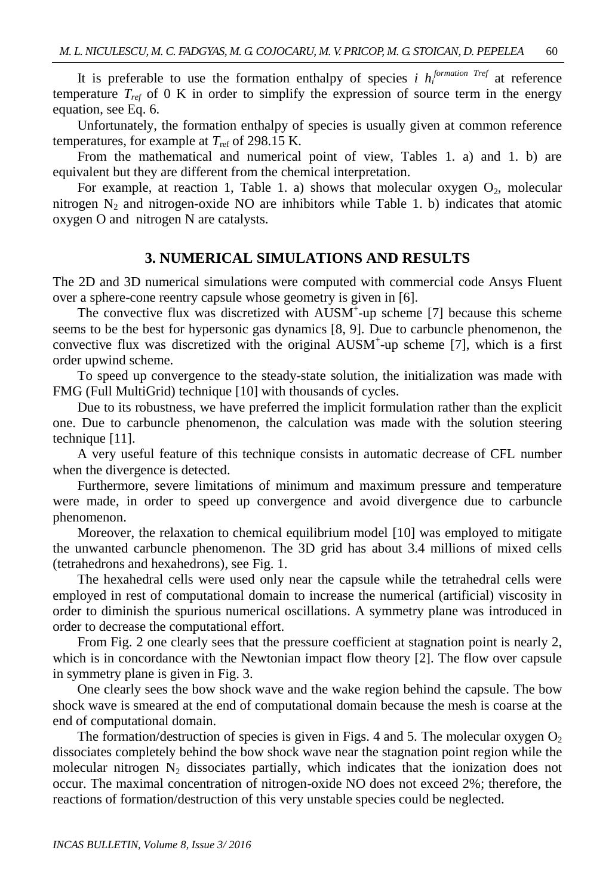It is preferable to use the formation enthalpy of species $i$ $h_i^{formation\ Tref}$ at reference temperature $T_{ref}$ of 0 K in order to simplify the expression of source term in the energy equation, see Eq. 6.

Unfortunately, the formation enthalpy of species is usually given at common reference temperatures, for example at $T_{ref}$ of 298.15 K.

From the mathematical and numerical point of view, Tables 1. a) and 1. b) are equivalent but they are different from the chemical interpretation.

For example, at reaction 1, Table 1. a) shows that molecular oxygen $O_2$, molecular nitrogen $N_2$ and nitrogen-oxide NO are inhibitors while Table 1. b) indicates that atomic oxygen O and nitrogen N are catalysts.

## 3. NUMERICAL SIMULATIONS AND RESULTS

The 2D and 3D numerical simulations were computed with commercial code Ansys Fluent over a sphere-cone reentry capsule whose geometry is given in [6].

The convective flux was discretized with $AUSM^+$-up scheme [7] because this scheme seems to be the best for hypersonic gas dynamics [8, 9]. Due to carbuncle phenomenon, the convective flux was discretized with the original $AUSM^+$-up scheme [7], which is a first order upwind scheme.

To speed up convergence to the steady-state solution, the initialization was made with FMG (Full MultiGrid) technique [10] with thousands of cycles.

Due to its robustness, we have preferred the implicit formulation rather than the explicit one. Due to carbuncle phenomenon, the calculation was made with the solution steering technique [11].

A very useful feature of this technique consists in automatic decrease of CFL number when the divergence is detected.

Furthermore, severe limitations of minimum and maximum pressure and temperature were made, in order to speed up convergence and avoid divergence due to carbuncle phenomenon.

Moreover, the relaxation to chemical equilibrium model [10] was employed to mitigate the unwanted carbuncle phenomenon. The 3D grid has about 3.4 millions of mixed cells (tetrahedrons and hexahedrons), see Fig. 1.

The hexahedral cells were used only near the capsule while the tetrahedral cells were employed in rest of computational domain to increase the numerical (artificial) viscosity in order to diminish the spurious numerical oscillations. A symmetry plane was introduced in order to decrease the computational effort.

From Fig. 2 one clearly sees that the pressure coefficient at stagnation point is nearly 2, which is in concordance with the Newtonian impact flow theory [2]. The flow over capsule in symmetry plane is given in Fig. 3.

One clearly sees the bow shock wave and the wake region behind the capsule. The bow shock wave is smeared at the end of computational domain because the mesh is coarse at the end of computational domain.

The formation/destruction of species is given in Figs. 4 and 5. The molecular oxygen $O_2$ dissociates completely behind the bow shock wave near the stagnation point region while the molecular nitrogen $N_2$ dissociates partially, which indicates that the ionization does not occur. The maximal concentration of nitrogen-oxide NO does not exceed 2%; therefore, the reactions of formation/destruction of this very unstable species could be neglected.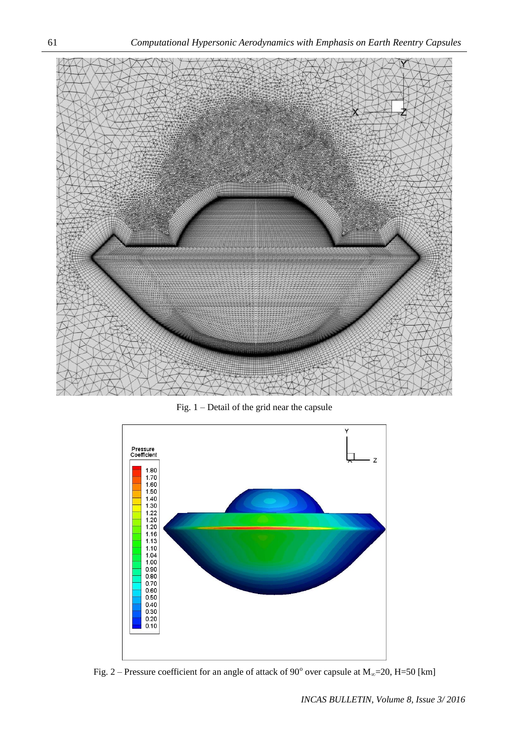Fig. 1 – Detail of the grid near the capsule

Fig. 2 – Pressure coefficient for an angle of attack of 90° over capsule at $M_{\infty}$=20, H=50 [km]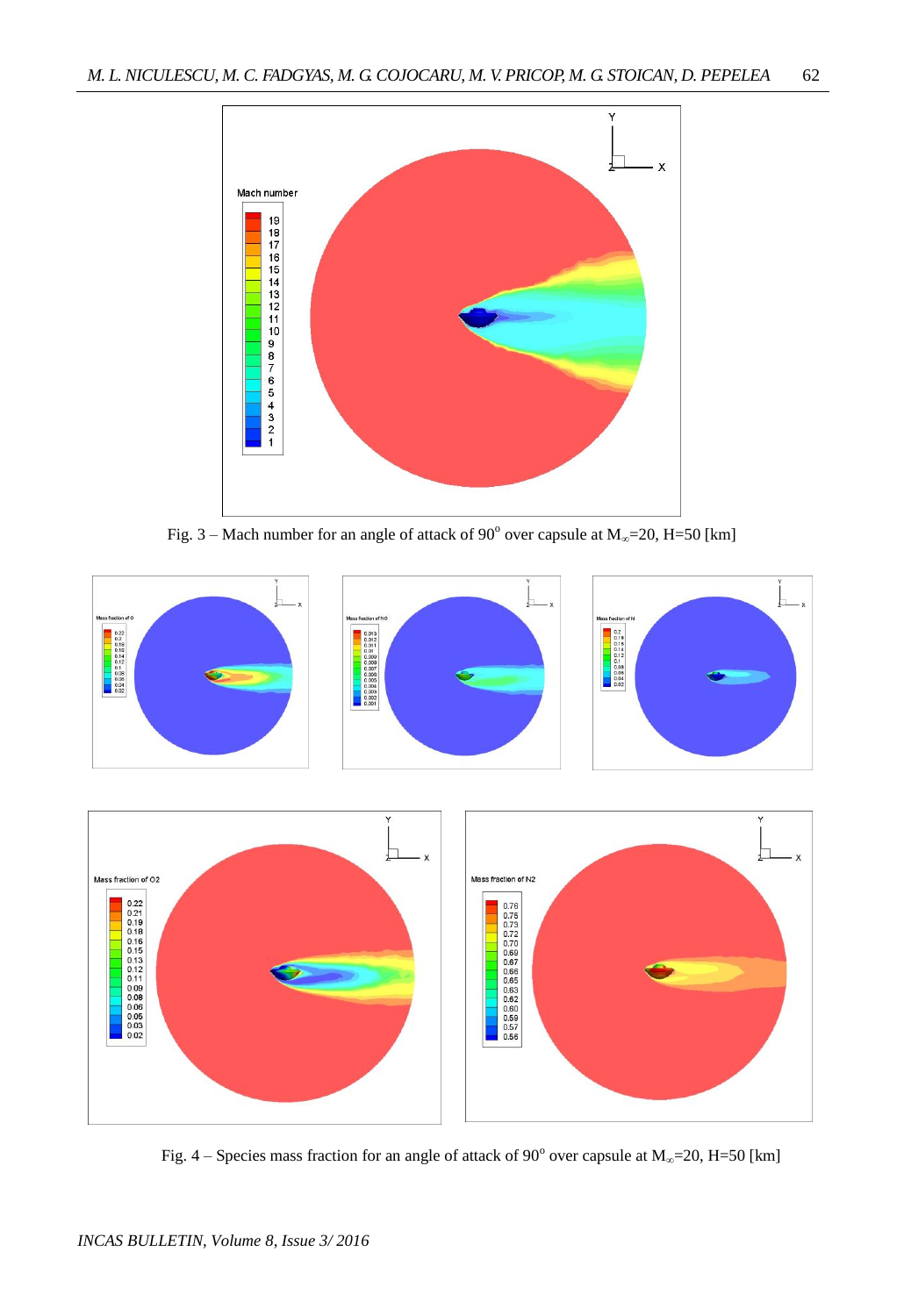Fig. 3 – Mach number for an angle of attack of 90° over capsule at $M_\infty$=20, H=50 [km]

Fig. 4 – Species mass fraction for an angle of attack of 90° over capsule at $M_\infty$=20, H=50 [km]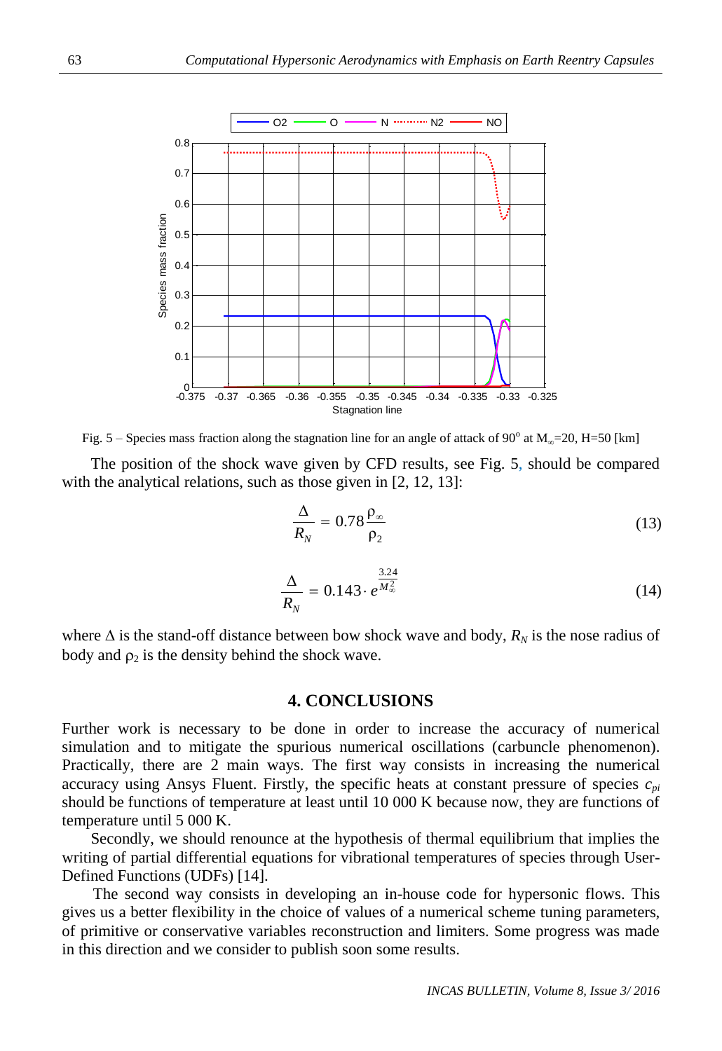Fig. 5 – Species mass fraction along the stagnation line for an angle of attack of 90° at $M_\infty$=20, H=50 [km]

The position of the shock wave given by CFD results, see Fig. 5, should be compared with the analytical relations, such as those given in [2, 12, 13]:

$$\frac{\Delta}{R_N} = 0.78\frac{\rho_\infty}{\rho_2} \tag{13}$$

$$\frac{\Delta}{R_N} = 0.143 \cdot e^{\frac{3.24}{M_\infty^2}} \tag{14}$$

where $\Delta$ is the stand-off distance between bow shock wave and body, $R_N$ is the nose radius of body and $\rho_2$ is the density behind the shock wave.

## 4. CONCLUSIONS

Further work is necessary to be done in order to increase the accuracy of numerical simulation and to mitigate the spurious numerical oscillations (carbuncle phenomenon). Practically, there are 2 main ways. The first way consists in increasing the numerical accuracy using Ansys Fluent. Firstly, the specific heats at constant pressure of species $c_{pi}$ should be functions of temperature at least until 10 000 K because now, they are functions of temperature until 5 000 K.

Secondly, we should renounce at the hypothesis of thermal equilibrium that implies the writing of partial differential equations for vibrational temperatures of species through User-Defined Functions (UDFs) [14].

The second way consists in developing an in-house code for hypersonic flows. This gives us a better flexibility in the choice of values of a numerical scheme tuning parameters, of primitive or conservative variables reconstruction and limiters. Some progress was made in this direction and we consider to publish soon some results.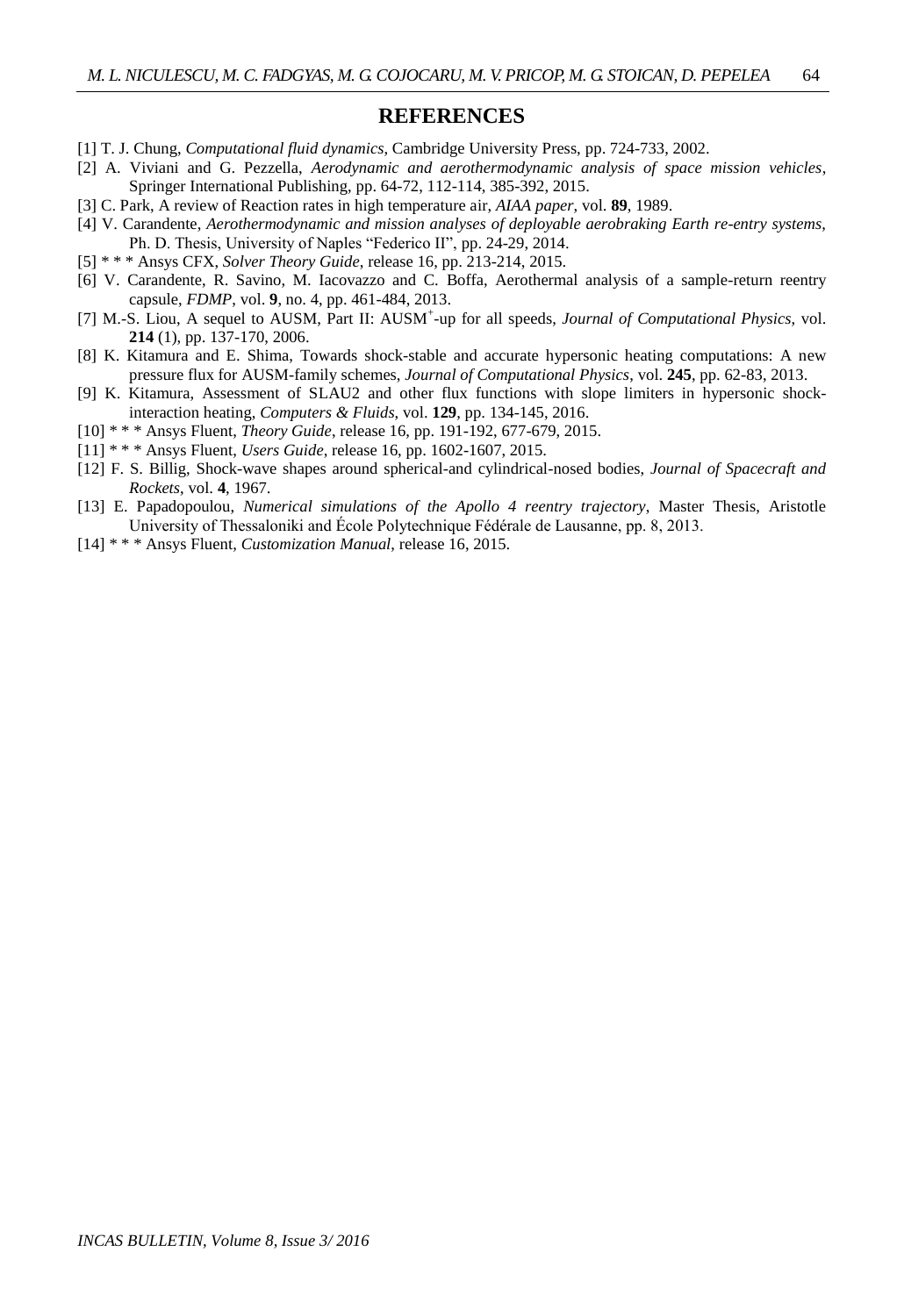## REFERENCES

[1] T. J. Chung, *Computational fluid dynamics*, Cambridge University Press, pp. 724-733, 2002.

[2] A. Viviani and G. Pezzella, *Aerodynamic and aerothermodynamic analysis of space mission vehicles*, Springer International Publishing, pp. 64-72, 112-114, 385-392, 2015.

[3] C. Park, A review of Reaction rates in high temperature air, *AIAA paper*, vol. **89**, 1989.

[4] V. Carandente, *Aerothermodynamic and mission analyses of deployable aerobraking Earth re-entry systems*, Ph. D. Thesis, University of Naples "Federico II", pp. 24-29, 2014.

[5] * * * Ansys CFX, *Solver Theory Guide*, release 16, pp. 213-214, 2015.

[6] V. Carandente, R. Savino, M. Iacovazzo and C. Boffa, Aerothermal analysis of a sample-return reentry capsule, *FDMP*, vol. **9**, no. 4, pp. 461-484, 2013.

[7] M.-S. Liou, A sequel to AUSM, Part II: AUSM$^{+}$-up for all speeds, *Journal of Computational Physics*, vol. **214** (1), pp. 137-170, 2006.

[8] K. Kitamura and E. Shima, Towards shock-stable and accurate hypersonic heating computations: A new pressure flux for AUSM-family schemes, *Journal of Computational Physics*, vol. **245**, pp. 62-83, 2013.

[9] K. Kitamura, Assessment of SLAU2 and other flux functions with slope limiters in hypersonic shock-interaction heating, *Computers & Fluids*, vol. **129**, pp. 134-145, 2016.

[10] * * * Ansys Fluent, *Theory Guide*, release 16, pp. 191-192, 677-679, 2015.

[11] * * * Ansys Fluent, *Users Guide*, release 16, pp. 1602-1607, 2015.

[12] F. S. Billig, Shock-wave shapes around spherical-and cylindrical-nosed bodies, *Journal of Spacecraft and Rockets*, vol. **4**, 1967.

[13] E. Papadopoulou, *Numerical simulations of the Apollo 4 reentry trajectory*, Master Thesis, Aristotle University of Thessaloniki and École Polytechnique Fédérale de Lausanne, pp. 8, 2013.

[14] * * * Ansys Fluent, *Customization Manual*, release 16, 2015.